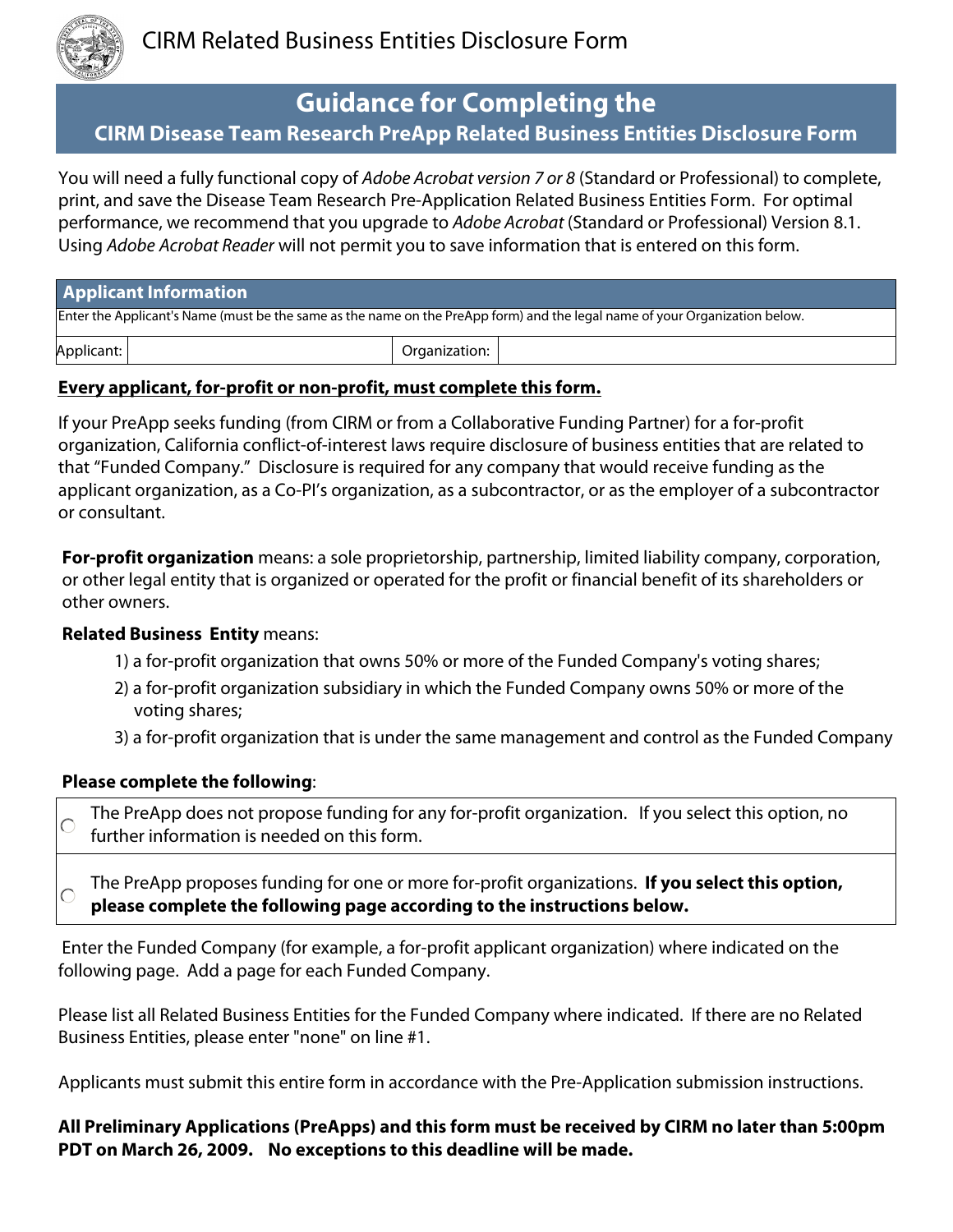# CIRM Related Business Entities Disclosure Form

## Guidance for Completing the

### CIRM Disease Team Research PreApp Related Business Entities Disclosure Form

You will need a fully functional copy of *Adobe Acrobat version 7 or 8* (Standard or Professional) to complete, print, and save the Disease Team Research Pre-Application Related Business Entities Form. For optimal performance, we recommend that you upgrade to *Adobe Acrobat* (Standard or Professional) Version 8.1. Using *Adobe Acrobat Reader* will not permit you to save information that is entered on this form.

| **Applicant Information** | | | |
|---|---|---|---|
| Enter the Applicant's Name (must be the same as the name on the PreApp form) and the legal name of your Organization below. | | | |
| Applicant: | | Organization: | |

**Every applicant, for-profit or non-profit, must complete this form.**

If your PreApp seeks funding (from CIRM or from a Collaborative Funding Partner) for a for-profit organization, California conflict-of-interest laws require disclosure of business entities that are related to that "Funded Company." Disclosure is required for any company that would receive funding as the applicant organization, as a Co-PI's organization, as a subcontractor, or as the employer of a subcontractor or consultant.

**For-profit organization** means: a sole proprietorship, partnership, limited liability company, corporation, or other legal entity that is organized or operated for the profit or financial benefit of its shareholders or other owners.

**Related Business Entity** means:

1) a for-profit organization that owns 50% or more of the Funded Company's voting shares;
2) a for-profit organization subsidiary in which the Funded Company owns 50% or more of the voting shares;
3) a for-profit organization that is under the same management and control as the Funded Company

**Please complete the following**:

- ◯ The PreApp does not propose funding for any for-profit organization. If you select this option, no further information is needed on this form.
- ◯ The PreApp proposes funding for one or more for-profit organizations. **If you select this option, please complete the following page according to the instructions below.**

Enter the Funded Company (for example, a for-profit applicant organization) where indicated on the following page. Add a page for each Funded Company.

Please list all Related Business Entities for the Funded Company where indicated. If there are no Related Business Entities, please enter "none" on line #1.

Applicants must submit this entire form in accordance with the Pre-Application submission instructions.

**All Preliminary Applications (PreApps) and this form must be received by CIRM no later than 5:00pm PDT on March 26, 2009. No exceptions to this deadline will be made.**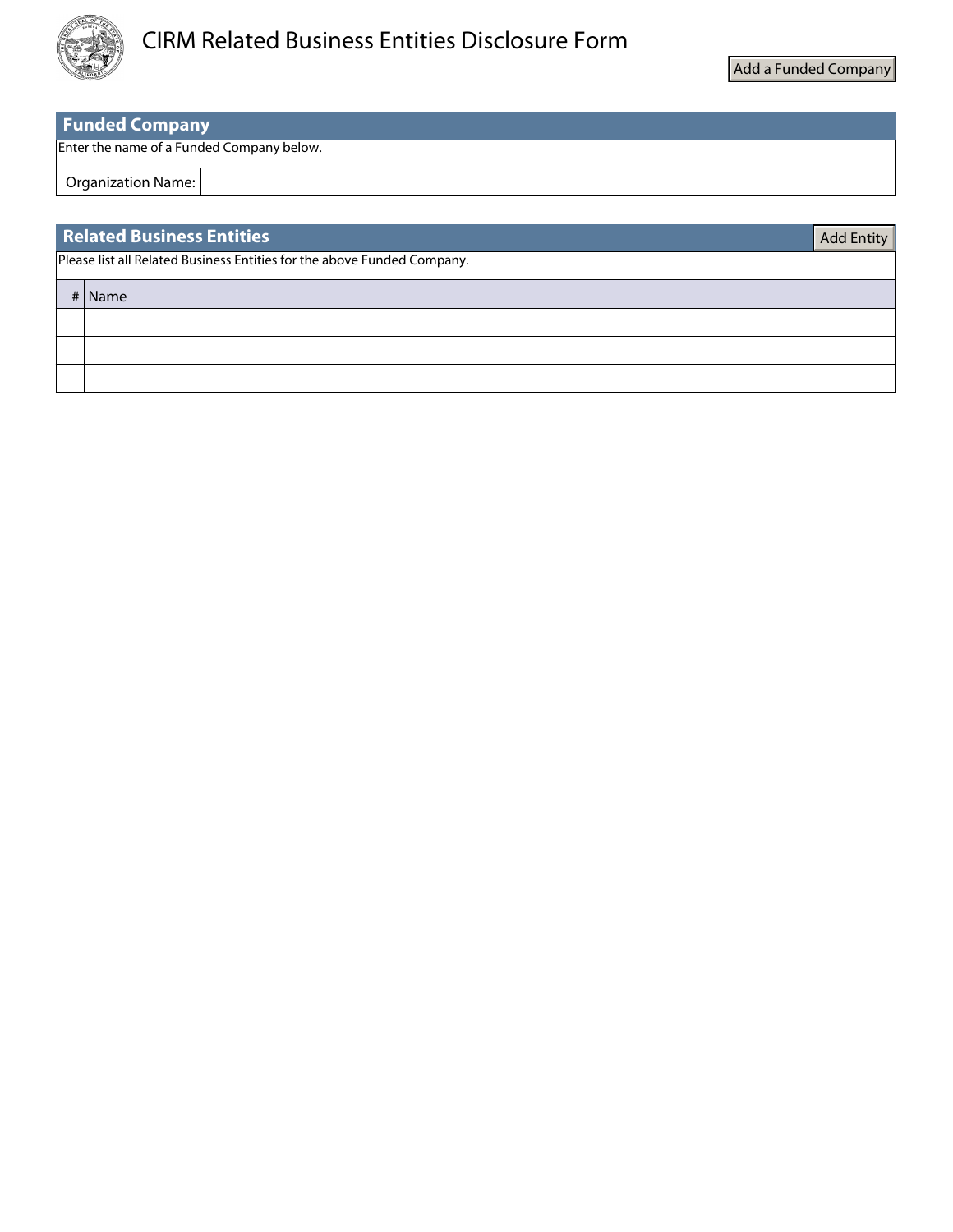# CIRM Related Business Entities Disclosure Form

Add a Funded Company

## Funded Company

Enter the name of a Funded Company below.

| | |
|---|---|
| Organization Name: | |

## Related Business Entities

Add Entity

Please list all Related Business Entities for the above Funded Company.

| # | Name |
|---|---|
| | |
| | |
| | |